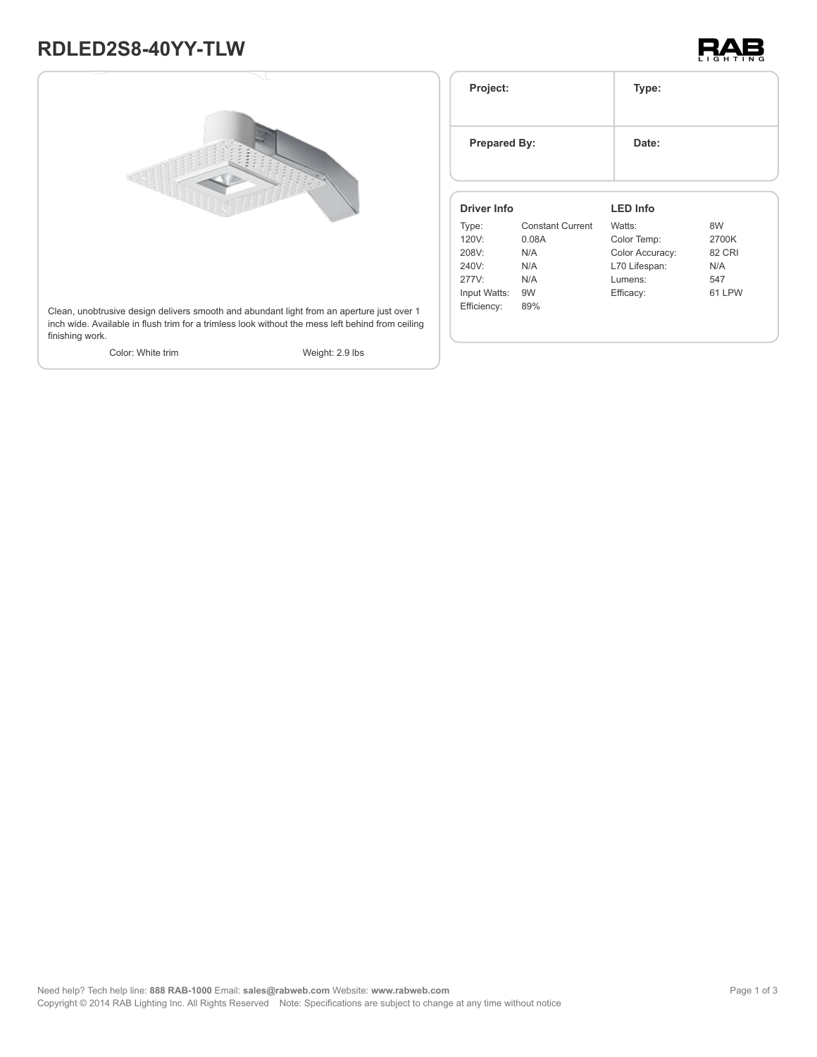# RDLED2S8-40YY-TLW

Clean, unobtrusive design delivers smooth and abundant light from an aperture just over 1 inch wide. Available in flush trim for a trimless look without the mess left behind from ceiling finishing work.

Color: White trim

Weight: 2.9 lbs

| Project: | Type: |
|---|---|
| **Prepared By:** | **Date:** |

## Driver Info

| | |
|---|---|
| Type: | Constant Current |
| 120V: | 0.08A |
| 208V: | N/A |
| 240V: | N/A |
| 277V: | N/A |
| Input Watts: | 9W |
| Efficiency: | 89% |

## LED Info

| | |
|---|---|
| Watts: | 8W |
| Color Temp: | 2700K |
| Color Accuracy: | 82 CRI |
| L70 Lifespan: | N/A |
| Lumens: | 547 |
| Efficacy: | 61 LPW |

Need help? Tech help line: **888 RAB-1000** Email: **sales@rabweb.com** Website: **www.rabweb.com**
Copyright © 2014 RAB Lighting Inc. All Rights Reserved Note: Specifications are subject to change at any time without notice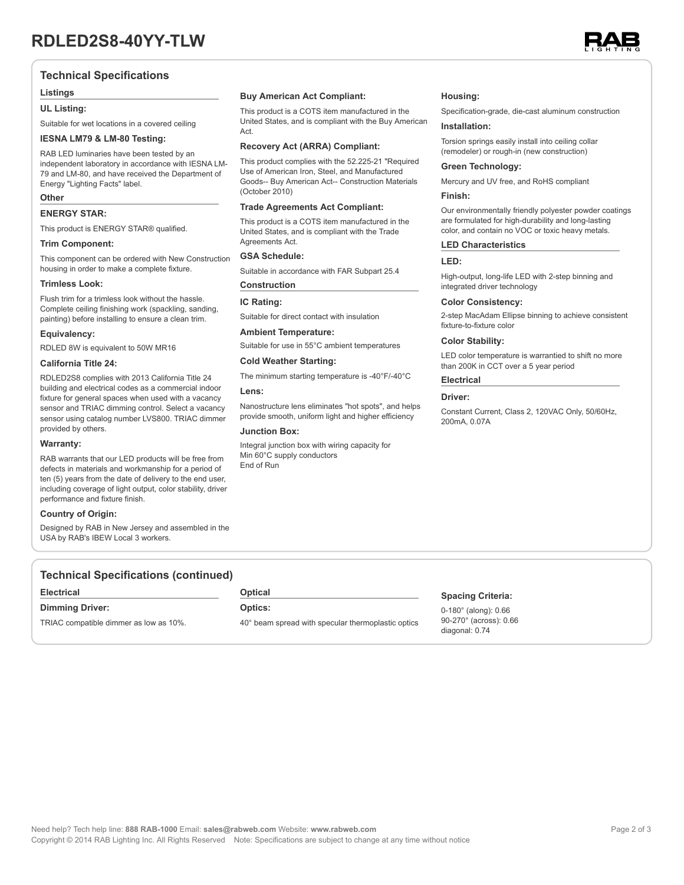# RDLED2S8-40YY-TLW

## Technical Specifications

### Listings

**UL Listing:**

Suitable for wet locations in a covered ceiling

**IESNA LM79 & LM-80 Testing:**

RAB LED luminaries have been tested by an independent laboratory in accordance with IESNA LM-79 and LM-80, and have received the Department of Energy "Lighting Facts" label.

### Other

**ENERGY STAR:**

This product is ENERGY STAR® qualified.

**Trim Component:**

This component can be ordered with New Construction housing in order to make a complete fixture.

**Trimless Look:**

Flush trim for a trimless look without the hassle. Complete ceiling finishing work (spackling, sanding, painting) before installing to ensure a clean trim.

**Equivalency:**

RDLED 8W is equivalent to 50W MR16

**California Title 24:**

RDLED2S8 complies with 2013 California Title 24 building and electrical codes as a commercial indoor fixture for general spaces when used with a vacancy sensor and TRIAC dimming control. Select a vacancy sensor using catalog number LVS800. TRIAC dimmer provided by others.

**Warranty:**

RAB warrants that our LED products will be free from defects in materials and workmanship for a period of ten (5) years from the date of delivery to the end user, including coverage of light output, color stability, driver performance and fixture finish.

**Country of Origin:**

Designed by RAB in New Jersey and assembled in the USA by RAB's IBEW Local 3 workers.

**Buy American Act Compliant:**

This product is a COTS item manufactured in the United States, and is compliant with the Buy American Act.

**Recovery Act (ARRA) Compliant:**

This product complies with the 52.225-21 "Required Use of American Iron, Steel, and Manufactured Goods-- Buy American Act-- Construction Materials (October 2010)

**Trade Agreements Act Compliant:**

This product is a COTS item manufactured in the United States, and is compliant with the Trade Agreements Act.

**GSA Schedule:**

Suitable in accordance with FAR Subpart 25.4

### Construction

**IC Rating:**

Suitable for direct contact with insulation

**Ambient Temperature:**

Suitable for use in 55°C ambient temperatures

**Cold Weather Starting:**

The minimum starting temperature is -40°F/-40°C

**Lens:**

Nanostructure lens eliminates "hot spots", and helps provide smooth, uniform light and higher efficiency

**Junction Box:**

Integral junction box with wiring capacity for Min 60°C supply conductors
End of Run

**Housing:**

Specification-grade, die-cast aluminum construction

**Installation:**

Torsion springs easily install into ceiling collar (remodeler) or rough-in (new construction)

**Green Technology:**

Mercury and UV free, and RoHS compliant

**Finish:**

Our environmentally friendly polyester powder coatings are formulated for high-durability and long-lasting color, and contain no VOC or toxic heavy metals.

### LED Characteristics

**LED:**

High-output, long-life LED with 2-step binning and integrated driver technology

**Color Consistency:**

2-step MacAdam Ellipse binning to achieve consistent fixture-to-fixture color

**Color Stability:**

LED color temperature is warrantied to shift no more than 200K in CCT over a 5 year period

### Electrical

**Driver:**

Constant Current, Class 2, 120VAC Only, 50/60Hz, 200mA, 0.07A

## Technical Specifications (continued)

### Electrical

**Dimming Driver:**

TRIAC compatible dimmer as low as 10%.

### Optical

**Optics:**

40° beam spread with specular thermoplastic optics

**Spacing Criteria:**

0-180° (along): 0.66
90-270° (across): 0.66
diagonal: 0.74

Need help? Tech help line: **888 RAB-1000** Email: **sales@rabweb.com** Website: **www.rabweb.com**
Copyright © 2014 RAB Lighting Inc. All Rights Reserved Note: Specifications are subject to change at any time without notice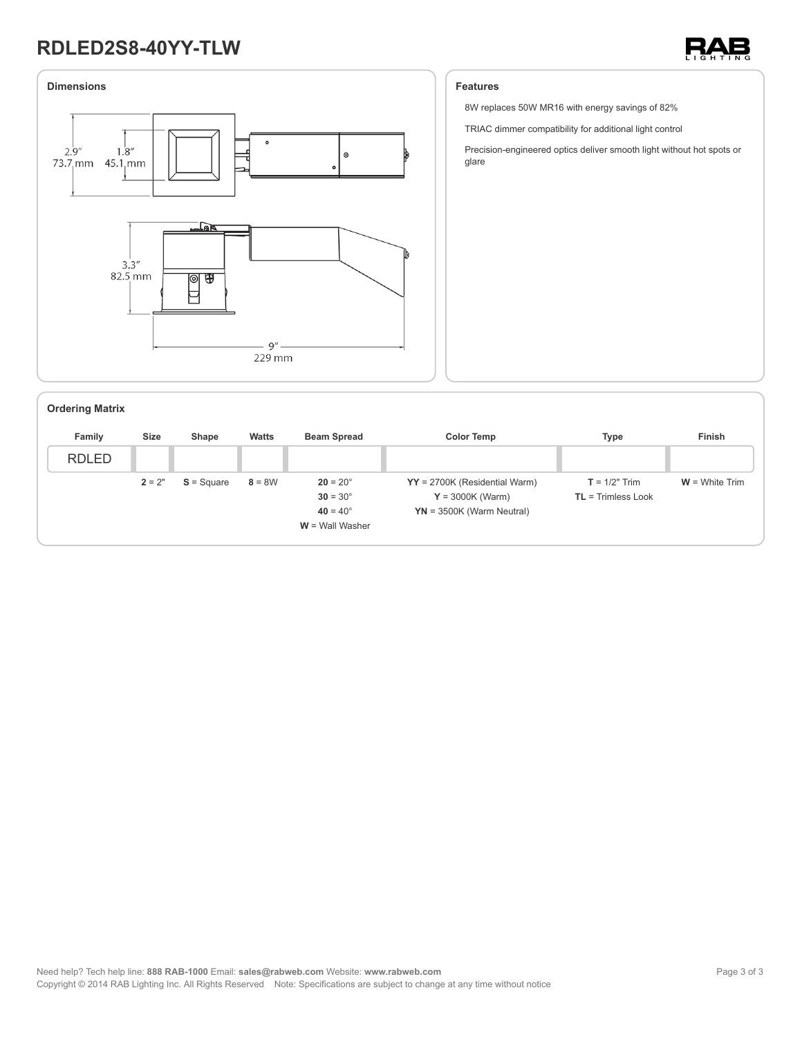# RDLED2S8-40YY-TLW

## Dimensions

2.9"
73.7 mm

1.8"
45.1 mm

3.3"
82.5 mm

9"
229 mm

## Features

8W replaces 50W MR16 with energy savings of 82%

TRIAC dimmer compatibility for additional light control

Precision-engineered optics deliver smooth light without hot spots or glare

## Ordering Matrix

| Family | Size | Shape | Watts | Beam Spread | Color Temp | Type | Finish |
|---|---|---|---|---|---|---|---|
| RDLED | | | | | | | |
| | **2** = 2" | **S** = Square | **8** = 8W | **20** = 20° | **YY** = 2700K (Residential Warm) | **T** = 1/2" Trim | **W** = White Trim |
| | | | | **30** = 30° | **Y** = 3000K (Warm) | **TL** = Trimless Look | |
| | | | | **40** = 40° | **YN** = 3500K (Warm Neutral) | | |
| | | | | **W** = Wall Washer | | | |

Need help? Tech help line: **888 RAB-1000** Email: **sales@rabweb.com** Website: **www.rabweb.com**
Copyright © 2014 RAB Lighting Inc. All Rights Reserved Note: Specifications are subject to change at any time without notice